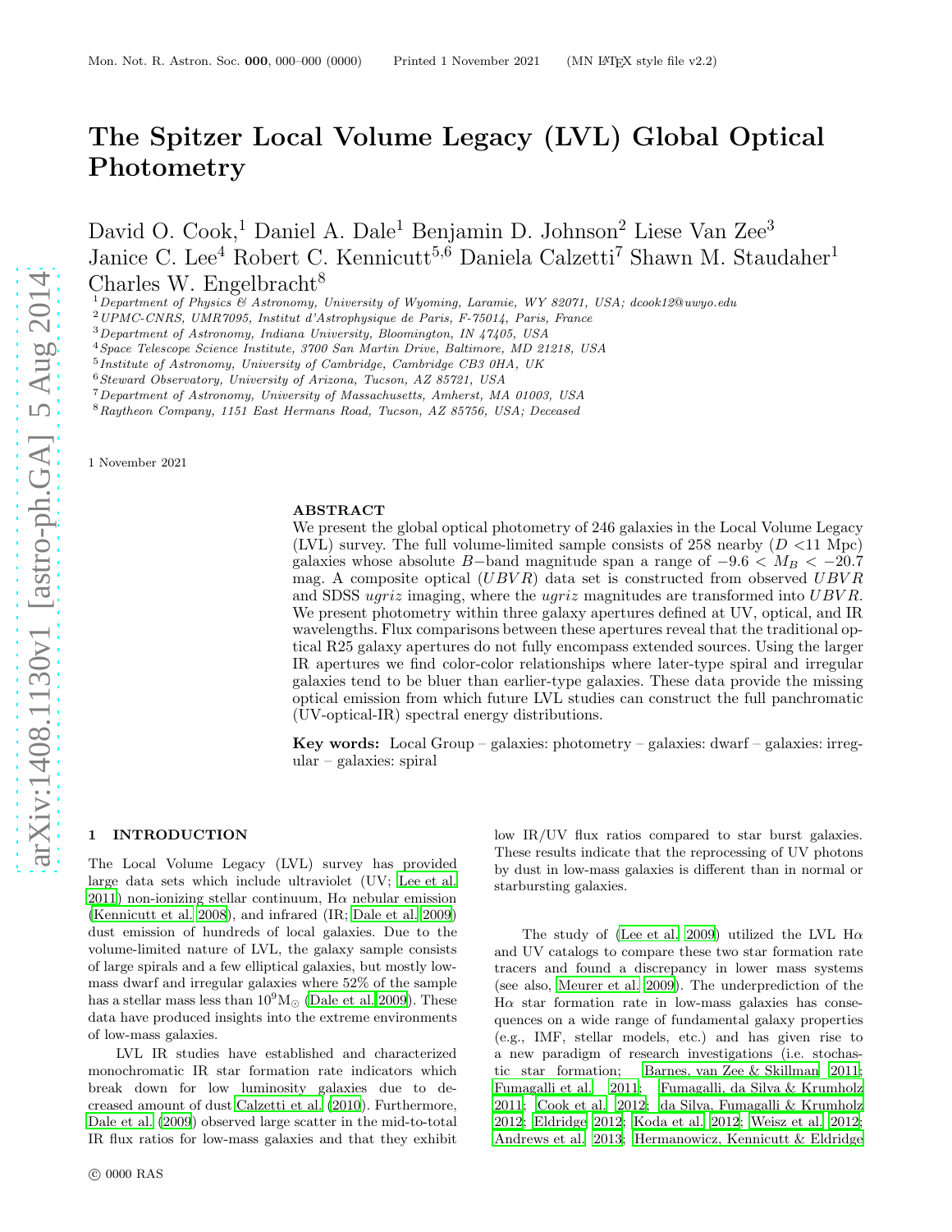# The Spitzer Local Volume Legacy (LVL) Global Optical Photometry

David O. Cook,[1] Daniel A. Dale[1] Benjamin D. Johnson[2] Liese Van Zee[3] Janice C. Lee[4] Robert C. Kennicutt[5,6] Daniela Calzetti[7] Shawn M. Staudaher[1] Charles W. Engelbracht[8]

[1] *Department of Physics & Astronomy, University of Wyoming, Laramie, WY 82071, USA; dcook12@uwyo.edu*
[2] *UPMC-CNRS, UMR7095, Institut d'Astrophysique de Paris, F-75014, Paris, France*
[3] *Department of Astronomy, Indiana University, Bloomington, IN 47405, USA*
[4] *Space Telescope Science Institute, 3700 San Martin Drive, Baltimore, MD 21218, USA*
[5] *Institute of Astronomy, University of Cambridge, Cambridge CB3 0HA, UK*
[6] *Steward Observatory, University of Arizona, Tucson, AZ 85721, USA*
[7] *Department of Astronomy, University of Massachusetts, Amherst, MA 01003, USA*
[8] *Raytheon Company, 1151 East Hermans Road, Tucson, AZ 85756, USA; Deceased*

1 November 2021

## ABSTRACT

We present the global optical photometry of 246 galaxies in the Local Volume Legacy (LVL) survey. The full volume-limited sample consists of 258 nearby ($D$ <11 Mpc) galaxies whose absolute $B-$band magnitude span a range of $-9.6 < M_B < -20.7$ mag. A composite optical ($UBVR$) data set is constructed from observed $UBVR$ and SDSS $ugriz$ imaging, where the $ugriz$ magnitudes are transformed into $UBVR$. We present photometry within three galaxy apertures defined at UV, optical, and IR wavelengths. Flux comparisons between these apertures reveal that the traditional optical R25 galaxy apertures do not fully encompass extended sources. Using the larger IR apertures we find color-color relationships where later-type spiral and irregular galaxies tend to be bluer than earlier-type galaxies. These data provide the missing optical emission from which future LVL studies can construct the full panchromatic (UV-optical-IR) spectral energy distributions.

**Key words:** Local Group – galaxies: photometry – galaxies: dwarf – galaxies: irregular – galaxies: spiral

## 1 INTRODUCTION

The Local Volume Legacy (LVL) survey has provided large data sets which include ultraviolet (UV; Lee et al. 2011) non-ionizing stellar continuum, Hα nebular emission (Kennicutt et al. 2008), and infrared (IR; Dale et al. 2009) dust emission of hundreds of local galaxies. Due to the volume-limited nature of LVL, the galaxy sample consists of large spirals and a few elliptical galaxies, but mostly low-mass dwarf and irregular galaxies where 52% of the sample has a stellar mass less than $10^9$M$_\odot$ (Dale et al. 2009). These data have produced insights into the extreme environments of low-mass galaxies.

LVL IR studies have established and characterized monochromatic IR star formation rate indicators which break down for low luminosity galaxies due to decreased amount of dust Calzetti et al. (2010). Furthermore, Dale et al. (2009) observed large scatter in the mid-to-total IR flux ratios for low-mass galaxies and that they exhibit low IR/UV flux ratios compared to star burst galaxies. These results indicate that the reprocessing of UV photons by dust in low-mass galaxies is different than in normal or starbursting galaxies.

The study of (Lee et al. 2009) utilized the LVL Hα and UV catalogs to compare these two star formation rate tracers and found a discrepancy in lower mass systems (see also, Meurer et al. 2009). The underprediction of the Hα star formation rate in low-mass galaxies has consequences on a wide range of fundamental galaxy properties (e.g., IMF, stellar models, etc.) and has given rise to a new paradigm of research investigations (i.e. stochastic star formation; Barnes, van Zee & Skillman 2011; Fumagalli et al. 2011; Fumagalli, da Silva & Krumholz 2011; Cook et al. 2012; da Silva, Fumagalli & Krumholz 2012; Eldridge 2012; Koda et al. 2012; Weisz et al. 2012; Andrews et al. 2013; Hermanowicz, Kennicutt & Eldridge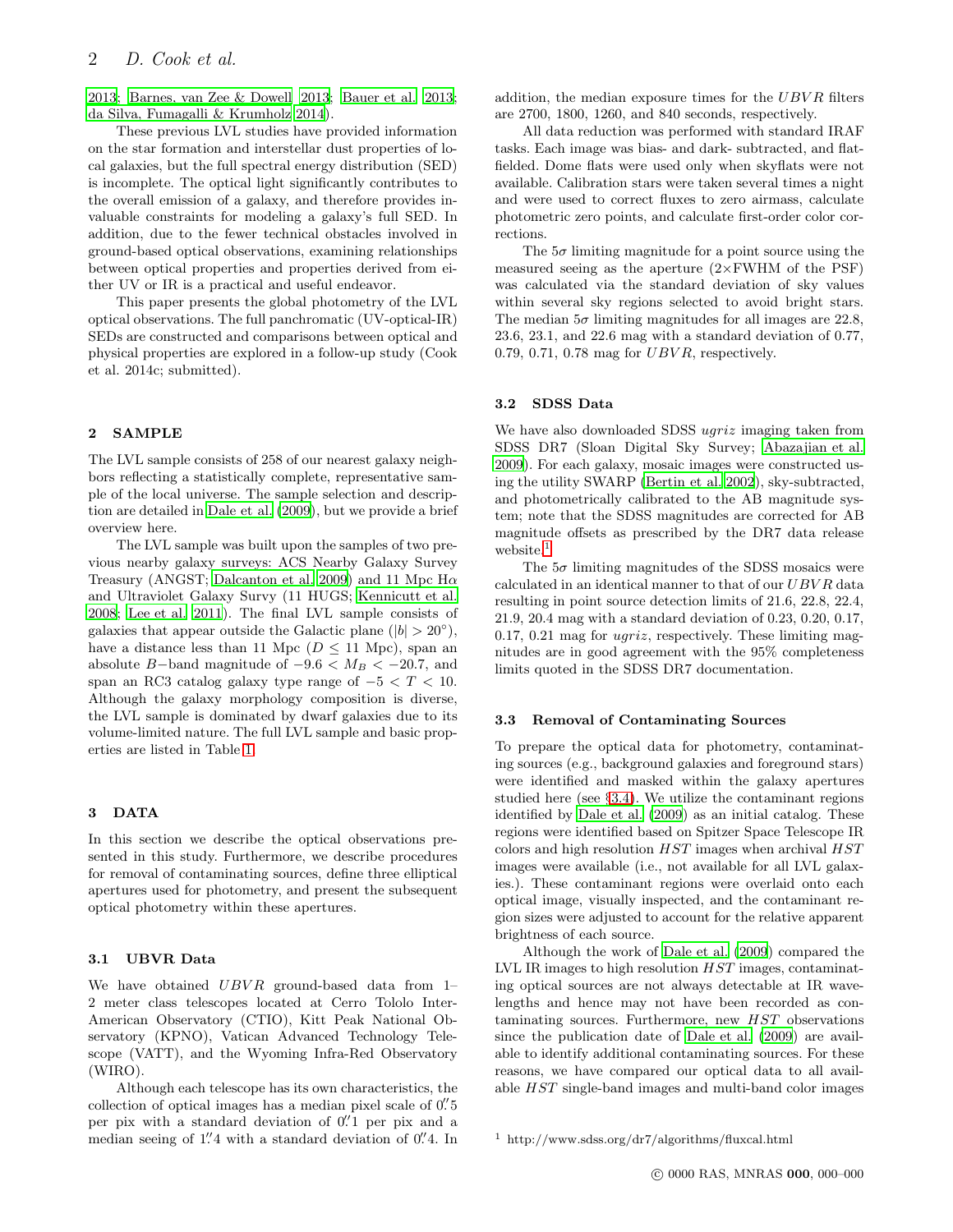2013; Barnes, van Zee & Dowell 2013; Bauer et al. 2013; da Silva, Fumagalli & Krumholz 2014).

These previous LVL studies have provided information on the star formation and interstellar dust properties of local galaxies, but the full spectral energy distribution (SED) is incomplete. The optical light significantly contributes to the overall emission of a galaxy, and therefore provides invaluable constraints for modeling a galaxy's full SED. In addition, due to the fewer technical obstacles involved in ground-based optical observations, examining relationships between optical properties and properties derived from either UV or IR is a practical and useful endeavor.

This paper presents the global photometry of the LVL optical observations. The full panchromatic (UV-optical-IR) SEDs are constructed and comparisons between optical and physical properties are explored in a follow-up study (Cook et al. 2014c; submitted).

## 2 SAMPLE

The LVL sample consists of 258 of our nearest galaxy neighbors reflecting a statistically complete, representative sample of the local universe. The sample selection and description are detailed in Dale et al. (2009), but we provide a brief overview here.

The LVL sample was built upon the samples of two previous nearby galaxy surveys: ACS Nearby Galaxy Survey Treasury (ANGST; Dalcanton et al. 2009) and 11 Mpc H$\alpha$ and Ultraviolet Galaxy Survy (11 HUGS; Kennicutt et al. 2008; Lee et al. 2011). The final LVL sample consists of galaxies that appear outside the Galactic plane ($|b| > 20^{\circ}$), have a distance less than 11 Mpc ($D \leq 11$ Mpc), span an absolute $B-$band magnitude of $-9.6 < M_B < -20.7$, and span an RC3 catalog galaxy type range of $-5 < T < 10$. Although the galaxy morphology composition is diverse, the LVL sample is dominated by dwarf galaxies due to its volume-limited nature. The full LVL sample and basic properties are listed in Table 1.

## 3 DATA

In this section we describe the optical observations presented in this study. Furthermore, we describe procedures for removal of contaminating sources, define three elliptical apertures used for photometry, and present the subsequent optical photometry within these apertures.

### 3.1 UBVR Data

We have obtained $UBVR$ ground-based data from 1–2 meter class telescopes located at Cerro Tololo Inter-American Observatory (CTIO), Kitt Peak National Observatory (KPNO), Vatican Advanced Technology Telescope (VATT), and the Wyoming Infra-Red Observatory (WIRO).

Although each telescope has its own characteristics, the collection of optical images has a median pixel scale of $0''\!.5$ per pix with a standard deviation of $0''\!.1$ per pix and a median seeing of $1''\!.4$ with a standard deviation of $0''\!.4$. In addition, the median exposure times for the $UBVR$ filters are 2700, 1800, 1260, and 840 seconds, respectively.

All data reduction was performed with standard IRAF tasks. Each image was bias- and dark- subtracted, and flat-fielded. Dome flats were used only when skyflats were not available. Calibration stars were taken several times a night and were used to correct fluxes to zero airmass, calculate photometric zero points, and calculate first-order color corrections.

The $5\sigma$ limiting magnitude for a point source using the measured seeing as the aperture (2×FWHM of the PSF) was calculated via the standard deviation of sky values within several sky regions selected to avoid bright stars. The median $5\sigma$ limiting magnitudes for all images are 22.8, 23.6, 23.1, and 22.6 mag with a standard deviation of 0.77, 0.79, 0.71, 0.78 mag for $UBVR$, respectively.

### 3.2 SDSS Data

We have also downloaded SDSS $ugriz$ imaging taken from SDSS DR7 (Sloan Digital Sky Survey; Abazajian et al. 2009). For each galaxy, mosaic images were constructed using the utility SWARP (Bertin et al. 2002), sky-subtracted, and photometrically calibrated to the AB magnitude system; note that the SDSS magnitudes are corrected for AB magnitude offsets as prescribed by the DR7 data release website.[1]

The $5\sigma$ limiting magnitudes of the SDSS mosaics were calculated in an identical manner to that of our $UBVR$ data resulting in point source detection limits of 21.6, 22.8, 22.4, 21.9, 20.4 mag with a standard deviation of 0.23, 0.20, 0.17, 0.17, 0.21 mag for $ugriz$, respectively. These limiting magnitudes are in good agreement with the 95% completeness limits quoted in the SDSS DR7 documentation.

### 3.3 Removal of Contaminating Sources

To prepare the optical data for photometry, contaminating sources (e.g., background galaxies and foreground stars) were identified and masked within the galaxy apertures studied here (see §3.4). We utilize the contaminant regions identified by Dale et al. (2009) as an initial catalog. These regions were identified based on Spitzer Space Telescope IR colors and high resolution $HST$ images when archival $HST$ images were available (i.e., not available for all LVL galaxies.). These contaminant regions were overlaid onto each optical image, visually inspected, and the contaminant region sizes were adjusted to account for the relative apparent brightness of each source.

Although the work of Dale et al. (2009) compared the LVL IR images to high resolution $HST$ images, contaminating optical sources are not always detectable at IR wavelengths and hence may not have been recorded as contaminating sources. Furthermore, new $HST$ observations since the publication date of Dale et al. (2009) are available to identify additional contaminating sources. For these reasons, we have compared our optical data to all available $HST$ single-band images and multi-band color images

[1] http://www.sdss.org/dr7/algorithms/fluxcal.html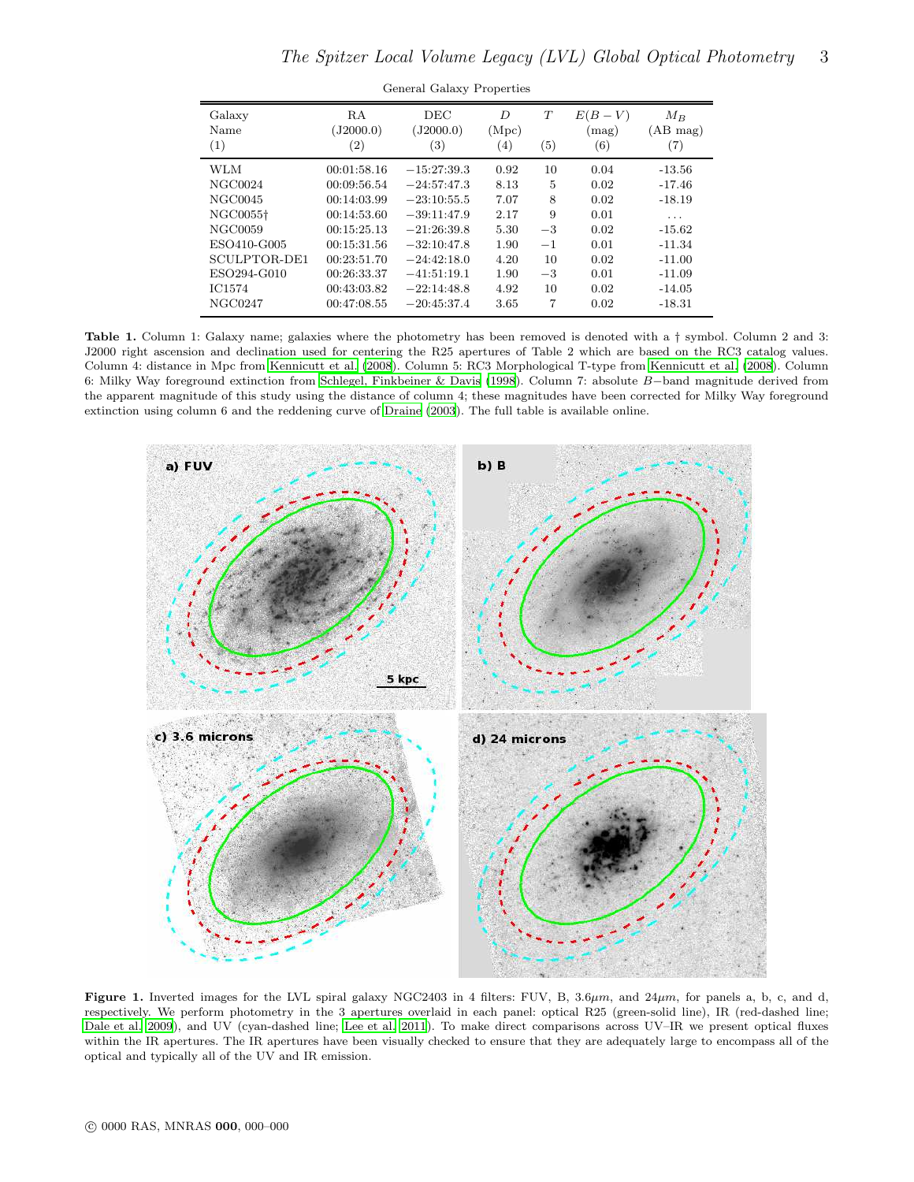General Galaxy Properties

| Galaxy Name (1) | RA (J2000.0) (2) | DEC (J2000.0) (3) | $D$ (Mpc) (4) | $T$ (5) | $E(B-V)$ (mag) (6) | $M_B$ (AB mag) (7) |
|---|---|---|---|---|---|---|
| WLM | 00:01:58.16 | −15:27:39.3 | 0.92 | 10 | 0.04 | -13.56 |
| NGC0024 | 00:09:56.54 | −24:57:47.3 | 8.13 | 5 | 0.02 | -17.46 |
| NGC0045 | 00:14:03.99 | −23:10:55.5 | 7.07 | 8 | 0.02 | -18.19 |
| NGC0055† | 00:14:53.60 | −39:11:47.9 | 2.17 | 9 | 0.01 | ... |
| NGC0059 | 00:15:25.13 | −21:26:39.8 | 5.30 | −3 | 0.02 | -15.62 |
| ESO410-G005 | 00:15:31.56 | −32:10:47.8 | 1.90 | −1 | 0.01 | -11.34 |
| SCULPTOR-DE1 | 00:23:51.70 | −24:42:18.0 | 4.20 | 10 | 0.02 | -11.00 |
| ESO294-G010 | 00:26:33.37 | −41:51:19.1 | 1.90 | −3 | 0.01 | -11.09 |
| IC1574 | 00:43:03.82 | −22:14:48.8 | 4.92 | 10 | 0.02 | -14.05 |
| NGC0247 | 00:47:08.55 | −20:45:37.4 | 3.65 | 7 | 0.02 | -18.31 |

**Table 1.** Column 1: Galaxy name; galaxies where the photometry has been removed is denoted with a † symbol. Column 2 and 3: J2000 right ascension and declination used for centering the R25 apertures of Table 2 which are based on the RC3 catalog values. Column 4: distance in Mpc from Kennicutt et al. (2008). Column 5: RC3 Morphological T-type from Kennicutt et al. (2008). Column 6: Milky Way foreground extinction from Schlegel, Finkbeiner & Davis (1998). Column 7: absolute $B-$band magnitude derived from the apparent magnitude of this study using the distance of column 4; these magnitudes have been corrected for Milky Way foreground extinction using column 6 and the reddening curve of Draine (2003). The full table is available online.

**Figure 1.** Inverted images for the LVL spiral galaxy NGC2403 in 4 filters: FUV, B, 3.6$\mu m$, and 24$\mu m$, for panels a, b, c, and d, respectively. We perform photometry in the 3 apertures overlaid in each panel: optical R25 (green-solid line), IR (red-dashed line; Dale et al. 2009), and UV (cyan-dashed line; Lee et al. 2011). To make direct comparisons across UV–IR we present optical fluxes within the IR apertures. The IR apertures have been visually checked to ensure that they are adequately large to encompass all of the optical and typically all of the UV and IR emission.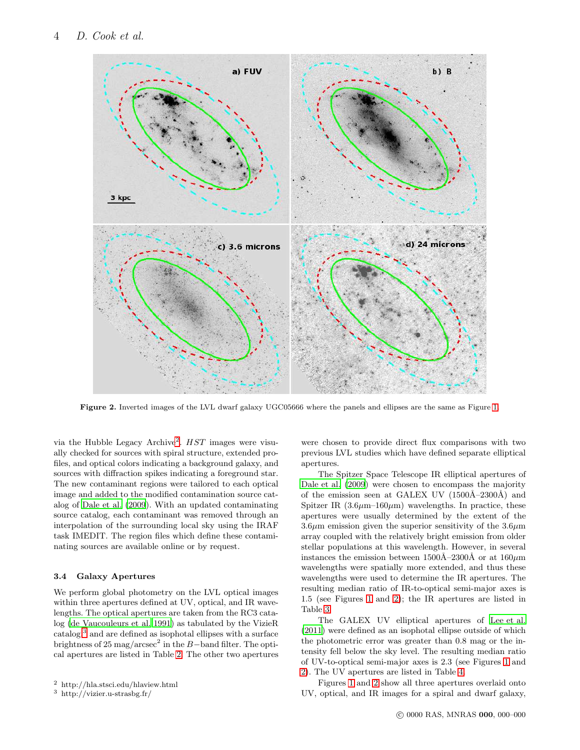**Figure 2.** Inverted images of the LVL dwarf galaxy UGC05666 where the panels and ellipses are the same as Figure 1.

via the Hubble Legacy Archive[2]. *HST* images were visually checked for sources with spiral structure, extended profiles, and optical colors indicating a background galaxy, and sources with diffraction spikes indicating a foreground star. The new contaminant regions were tailored to each optical image and added to the modified contamination source catalog of Dale et al. (2009). With an updated contaminating source catalog, each contaminant was removed through an interpolation of the surrounding local sky using the IRAF task IMEDIT. The region files which define these contaminating sources are available online or by request.

### 3.4 Galaxy Apertures

We perform global photometry on the LVL optical images within three apertures defined at UV, optical, and IR wavelengths. The optical apertures are taken from the RC3 catalog (de Vaucouleurs et al. 1991) as tabulated by the VizieR catalog[3] and are defined as isophotal ellipses with a surface brightness of 25 mag/arcsec$^2$ in the $B-$band filter. The optical apertures are listed in Table 2. The other two apertures were chosen to provide direct flux comparisons with two previous LVL studies which have defined separate elliptical apertures.

The Spitzer Space Telescope IR elliptical apertures of Dale et al. (2009) were chosen to encompass the majority of the emission seen at GALEX UV (1500Å–2300Å) and Spitzer IR (3.6$\mu$m–160$\mu$m) wavelengths. In practice, these apertures were usually determined by the extent of the 3.6$\mu$m emission given the superior sensitivity of the 3.6$\mu$m array coupled with the relatively bright emission from older stellar populations at this wavelength. However, in several instances the emission between 1500Å–2300Å or at 160$\mu$m wavelengths were spatially more extended, and thus these wavelengths were used to determine the IR apertures. The resulting median ratio of IR-to-optical semi-major axes is 1.5 (see Figures 1 and 2); the IR apertures are listed in Table 3.

The GALEX UV elliptical apertures of Lee et al. (2011) were defined as an isophotal ellipse outside of which the photometric error was greater than 0.8 mag or the intensity fell below the sky level. The resulting median ratio of UV-to-optical semi-major axes is 2.3 (see Figures 1 and 2). The UV apertures are listed in Table 4.

Figures 1 and 2 show all three apertures overlaid onto UV, optical, and IR images for a spiral and dwarf galaxy,

[2] http://hla.stsci.edu/hlaview.html
[3] http://vizier.u-strasbg.fr/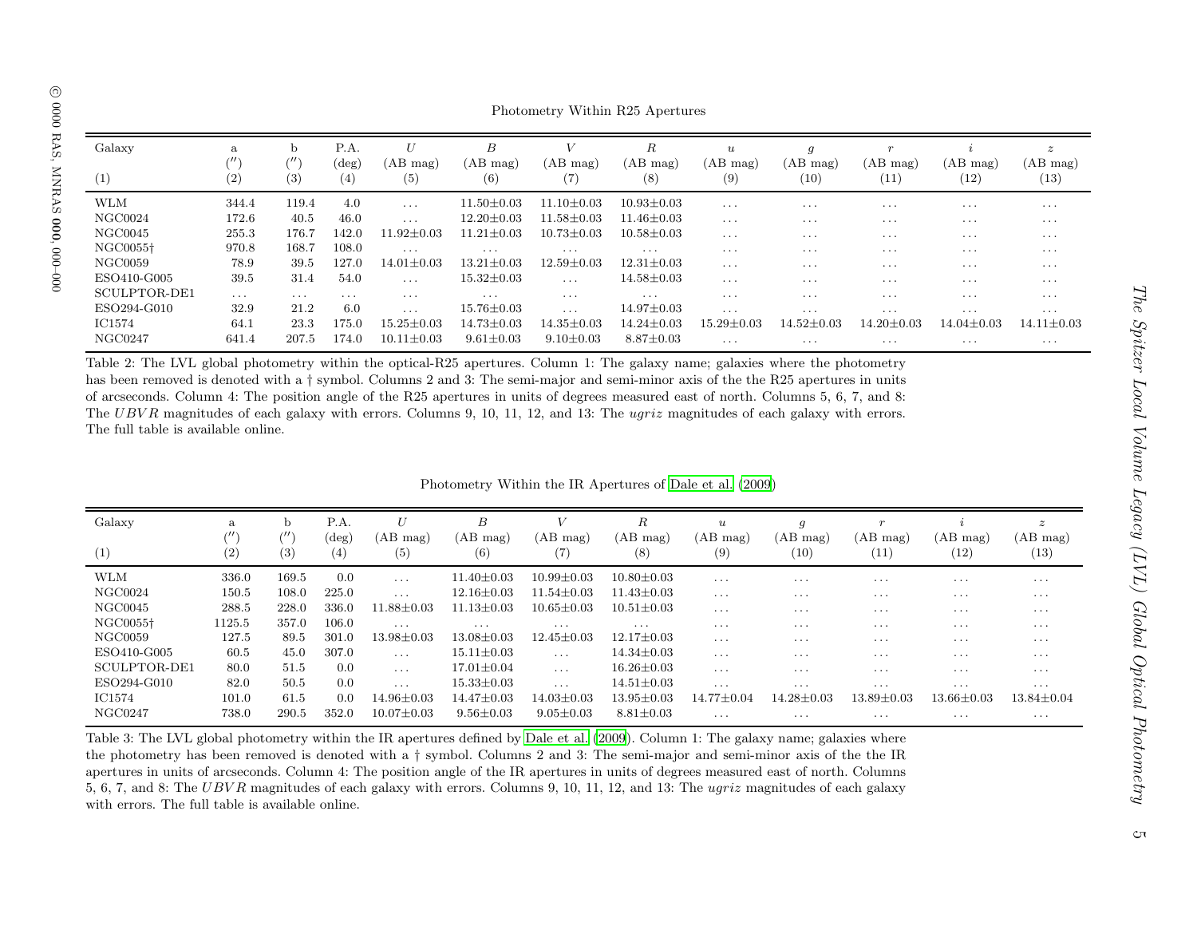Photometry Within R25 Apertures

| Galaxy | a | b | P.A. | $U$ | $B$ | $V$ | $R$ | $u$ | $g$ | $r$ | $i$ | $z$ |
|---|---|---|---|---|---|---|---|---|---|---|---|---|
| | ($''$) | ($''$) | (deg) | (AB mag) | (AB mag) | (AB mag) | (AB mag) | (AB mag) | (AB mag) | (AB mag) | (AB mag) | (AB mag) |
| (1) | (2) | (3) | (4) | (5) | (6) | (7) | (8) | (9) | (10) | (11) | (12) | (13) |
| WLM | 344.4 | 119.4 | 4.0 | ... | 11.50±0.03 | 11.10±0.03 | 10.93±0.03 | ... | ... | ... | ... | ... |
| NGC0024 | 172.6 | 40.5 | 46.0 | ... | 12.20±0.03 | 11.58±0.03 | 11.46±0.03 | ... | ... | ... | ... | ... |
| NGC0045 | 255.3 | 176.7 | 142.0 | 11.92±0.03 | 11.21±0.03 | 10.73±0.03 | 10.58±0.03 | ... | ... | ... | ... | ... |
| NGC0055† | 970.8 | 168.7 | 108.0 | ... | ... | ... | ... | ... | ... | ... | ... | ... |
| NGC0059 | 78.9 | 39.5 | 127.0 | 14.01±0.03 | 13.21±0.03 | 12.59±0.03 | 12.31±0.03 | ... | ... | ... | ... | ... |
| ESO410-G005 | 39.5 | 31.4 | 54.0 | ... | 15.32±0.03 | ... | 14.58±0.03 | ... | ... | ... | ... | ... |
| SCULPTOR-DE1 | ... | ... | ... | ... | ... | ... | ... | ... | ... | ... | ... | ... |
| ESO294-G010 | 32.9 | 21.2 | 6.0 | ... | 15.76±0.03 | ... | 14.97±0.03 | ... | ... | ... | ... | ... |
| IC1574 | 64.1 | 23.3 | 175.0 | 15.25±0.03 | 14.73±0.03 | 14.35±0.03 | 14.24±0.03 | 15.29±0.03 | 14.52±0.03 | 14.20±0.03 | 14.04±0.03 | 14.11±0.03 |
| NGC0247 | 641.4 | 207.5 | 174.0 | 10.11±0.03 | 9.61±0.03 | 9.10±0.03 | 8.87±0.03 | ... | ... | ... | ... | ... |

Table 2: The LVL global photometry within the optical-R25 apertures. Column 1: The galaxy name; galaxies where the photometry has been removed is denoted with a † symbol. Columns 2 and 3: The semi-major and semi-minor axis of the the R25 apertures in units of arcseconds. Column 4: The position angle of the R25 apertures in units of degrees measured east of north. Columns 5, 6, 7, and 8: The $UBVR$ magnitudes of each galaxy with errors. Columns 9, 10, 11, 12, and 13: The $ugriz$ magnitudes of each galaxy with errors. The full table is available online.

Photometry Within the IR Apertures of Dale et al. (2009)

| Galaxy | a | b | P.A. | $U$ | $B$ | $V$ | $R$ | $u$ | $g$ | $r$ | $i$ | $z$ |
|---|---|---|---|---|---|---|---|---|---|---|---|---|
| | ($''$) | ($''$) | (deg) | (AB mag) | (AB mag) | (AB mag) | (AB mag) | (AB mag) | (AB mag) | (AB mag) | (AB mag) | (AB mag) |
| (1) | (2) | (3) | (4) | (5) | (6) | (7) | (8) | (9) | (10) | (11) | (12) | (13) |
| WLM | 336.0 | 169.5 | 0.0 | ... | 11.40±0.03 | 10.99±0.03 | 10.80±0.03 | ... | ... | ... | ... | ... |
| NGC0024 | 150.5 | 108.0 | 225.0 | ... | 12.16±0.03 | 11.54±0.03 | 11.43±0.03 | ... | ... | ... | ... | ... |
| NGC0045 | 288.5 | 228.0 | 336.0 | 11.88±0.03 | 11.13±0.03 | 10.65±0.03 | 10.51±0.03 | ... | ... | ... | ... | ... |
| NGC0055† | 1125.5 | 357.0 | 106.0 | ... | ... | ... | ... | ... | ... | ... | ... | ... |
| NGC0059 | 127.5 | 89.5 | 301.0 | 13.98±0.03 | 13.08±0.03 | 12.45±0.03 | 12.17±0.03 | ... | ... | ... | ... | ... |
| ESO410-G005 | 60.5 | 45.0 | 307.0 | ... | 15.11±0.03 | ... | 14.34±0.03 | ... | ... | ... | ... | ... |
| SCULPTOR-DE1 | 80.0 | 51.5 | 0.0 | ... | 17.01±0.04 | ... | 16.26±0.03 | ... | ... | ... | ... | ... |
| ESO294-G010 | 82.0 | 50.5 | 0.0 | ... | 15.33±0.03 | ... | 14.51±0.03 | ... | ... | ... | ... | ... |
| IC1574 | 101.0 | 61.5 | 0.0 | 14.96±0.03 | 14.47±0.03 | 14.03±0.03 | 13.95±0.03 | 14.77±0.04 | 14.28±0.03 | 13.89±0.03 | 13.66±0.03 | 13.84±0.04 |
| NGC0247 | 738.0 | 290.5 | 352.0 | 10.07±0.03 | 9.56±0.03 | 9.05±0.03 | 8.81±0.03 | ... | ... | ... | ... | ... |

Table 3: The LVL global photometry within the IR apertures defined by Dale et al. (2009). Column 1: The galaxy name; galaxies where the photometry has been removed is denoted with a † symbol. Columns 2 and 3: The semi-major and semi-minor axis of the the IR apertures in units of arcseconds. Column 4: The position angle of the IR apertures in units of degrees measured east of north. Columns 5, 6, 7, and 8: The $UBVR$ magnitudes of each galaxy with errors. Columns 9, 10, 11, 12, and 13: The $ugriz$ magnitudes of each galaxy with errors. The full table is available online.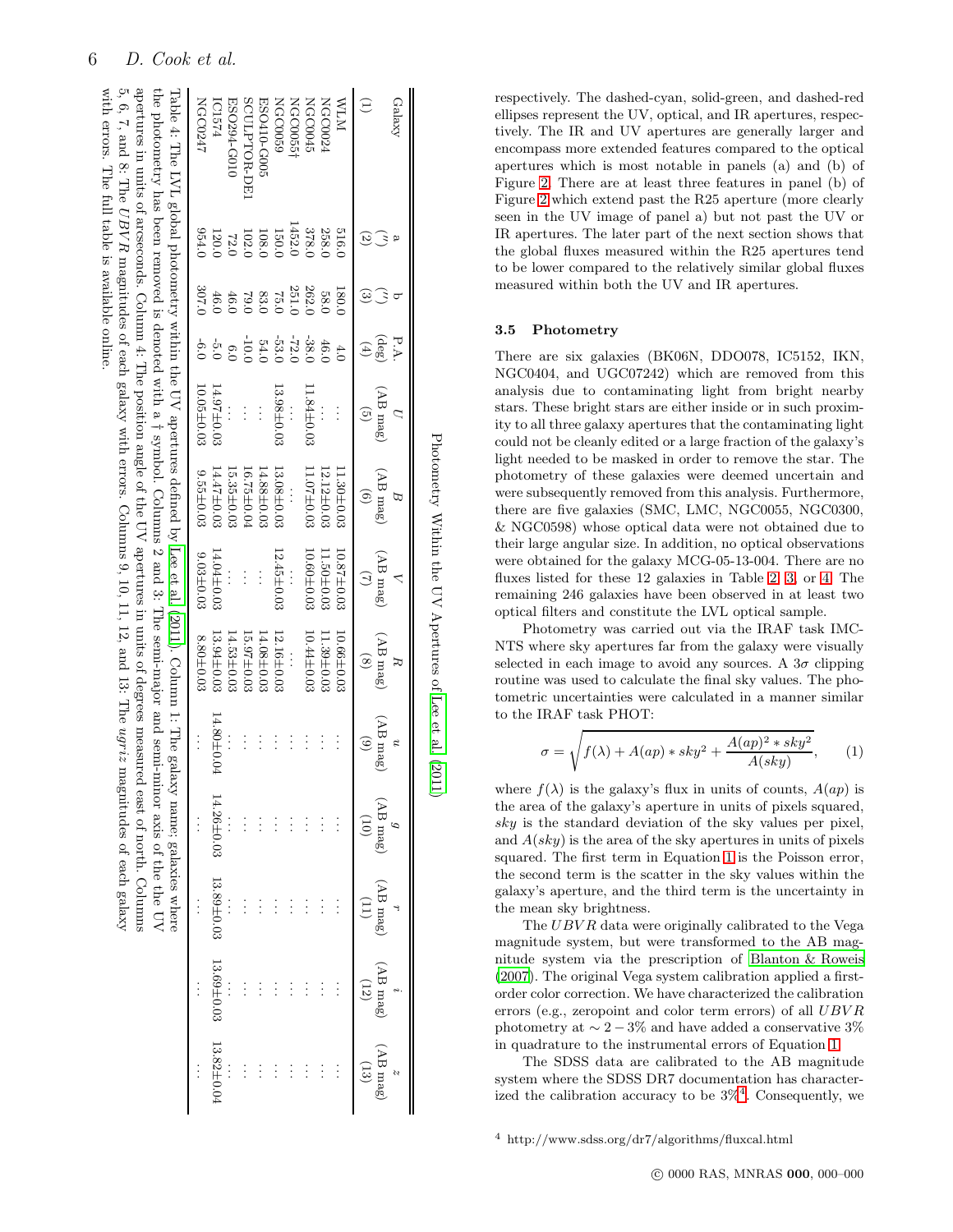Photometry Within the UV Apertures of Lee et al. (2011)

| Galaxy | a | b | P.A. | $U$ | $B$ | $V$ | $R$ | $u$ | $g$ | $r$ | $i$ | $z$ |
|---|---|---|---|---|---|---|---|---|---|---|---|---|
| | ($''$) | ($''$) | (deg) | (AB mag) | (AB mag) | (AB mag) | (AB mag) | (AB mag) | (AB mag) | (AB mag) | (AB mag) | (AB mag) |
| (1) | (2) | (3) | (4) | (5) | (6) | (7) | (8) | (9) | (10) | (11) | (12) | (13) |
| WLM | 516.0 | 180.0 | 4.0 | ... | 11.30±0.03 | 10.87±0.03 | 10.66±0.03 | ... | ... | ... | ... | ... |
| NGC0024 | 258.0 | 58.0 | 46.0 | ... | 12.12±0.03 | 11.50±0.03 | 11.39±0.03 | ... | ... | ... | ... | ... |
| NGC0045 | 378.0 | 262.0 | -38.0 | 11.84±0.03 | 11.07±0.03 | 10.60±0.03 | 10.44±0.03 | ... | ... | ... | ... | ... |
| NGC0055† | 1452.0 | 251.0 | -72.0 | ... | ... | ... | ... | ... | ... | ... | ... | ... |
| NGC0059 | 150.0 | 75.0 | -53.0 | 13.98±0.03 | 13.08±0.03 | 12.45±0.03 | 12.16±0.03 | ... | ... | ... | ... | ... |
| ESO410-G005 | 108.0 | 83.0 | 54.0 | ... | 14.88±0.03 | ... | 14.08±0.03 | ... | ... | ... | ... | ... |
| SCULPTOR-DE1 | 102.0 | 79.0 | -10.0 | ... | 16.75±0.04 | ... | 15.97±0.03 | ... | ... | ... | ... | ... |
| ESO294-G010 | 72.0 | 46.0 | 6.0 | ... | 15.35±0.03 | ... | 14.53±0.03 | ... | ... | ... | ... | ... |
| IC1574 | 120.0 | 46.0 | -5.0 | 14.97±0.03 | 14.47±0.03 | 14.04±0.03 | 13.94±0.03 | 14.80±0.04 | 14.26±0.03 | 13.89±0.03 | 13.69±0.03 | 13.82±0.04 |
| NGC0247 | 954.0 | 307.0 | -6.0 | 10.05±0.03 | 9.55±0.03 | 9.03±0.03 | 8.80±0.03 | ... | ... | ... | ... | ... |

Table 4: The LVL global photometry within the UV apertures defined by Lee et al. (2011). Column 1: The galaxy name; galaxies where the photometry has been removed is denoted with a † symbol. Columns 2 and 3: The semi-major and semi-minor axis of the UV apertures in units of arcseconds. Column 4: The position angle of the UV apertures in units of degrees measured east of north. Columns 5, 6, 7, and 8: The $UBVR$ magnitudes of each galaxy with errors. Columns 9, 10, 11, 12, and 13: The $ugriz$ magnitudes of each galaxy with errors. The full table is available online.

respectively. The dashed-cyan, solid-green, and dashed-red ellipses represent the UV, optical, and IR apertures, respectively. The IR and UV apertures are generally larger and encompass more extended features compared to the optical apertures which is most notable in panels (a) and (b) of Figure 2. There are at least three features in panel (b) of Figure 2 which extend past the R25 aperture (more clearly seen in the UV image of panel a) but not past the UV or IR apertures. The later part of the next section shows that the global fluxes measured within the R25 apertures tend to be lower compared to the relatively similar global fluxes measured within both the UV and IR apertures.

### 3.5 Photometry

There are six galaxies (BK06N, DDO078, IC5152, IKN, NGC0404, and UGC07242) which are removed from this analysis due to contaminating light from bright nearby stars. These bright stars are either inside or in such proximity to all three galaxy apertures that the contaminating light could not be cleanly edited or a large fraction of the galaxy's light needed to be masked in order to remove the star. The photometry of these galaxies were deemed uncertain and were subsequently removed from this analysis. Furthermore, there are five galaxies (SMC, LMC, NGC0055, NGC0300, & NGC0598) whose optical data were not obtained due to their large angular size. In addition, no optical observations were obtained for the galaxy MCG-05-13-004. There are no fluxes listed for these 12 galaxies in Table 2, 3, or 4. The remaining 246 galaxies have been observed in at least two optical filters and constitute the LVL optical sample.

Photometry was carried out via the IRAF task IMCNTS where sky apertures far from the galaxy were visually selected in each image to avoid any sources. A 3$\sigma$ clipping routine was used to calculate the final sky values. The photometric uncertainties were calculated in a manner similar to the IRAF task PHOT:

$$\sigma = \sqrt{f(\lambda) + A(ap) * sky^2 + \frac{A(ap)^2 * sky^2}{A(sky)}}, \qquad (1)$$

where $f(\lambda)$ is the galaxy's flux in units of counts, $A(ap)$ is the area of the galaxy's aperture in units of pixels squared, $sky$ is the standard deviation of the sky values per pixel, and $A(sky)$ is the area of the sky apertures in units of pixels squared. The first term in Equation 1 is the Poisson error, the second term is the scatter in the sky values within the galaxy's aperture, and the third term is the uncertainty in the mean sky brightness.

The $UBVR$ data were originally calibrated to the Vega magnitude system, but were transformed to the AB magnitude system via the prescription of Blanton & Roweis (2007). The original Vega system calibration applied a first-order color correction. We have characterized the calibration errors (e.g., zeropoint and color term errors) of all $UBVR$ photometry at $\sim 2-3$% and have added a conservative 3% in quadrature to the instrumental errors of Equation 1.

The SDSS data are calibrated to the AB magnitude system where the SDSS DR7 documentation has characterized the calibration accuracy to be 3%[4]. Consequently, we

[4] http://www.sdss.org/dr7/algorithms/fluxcal.html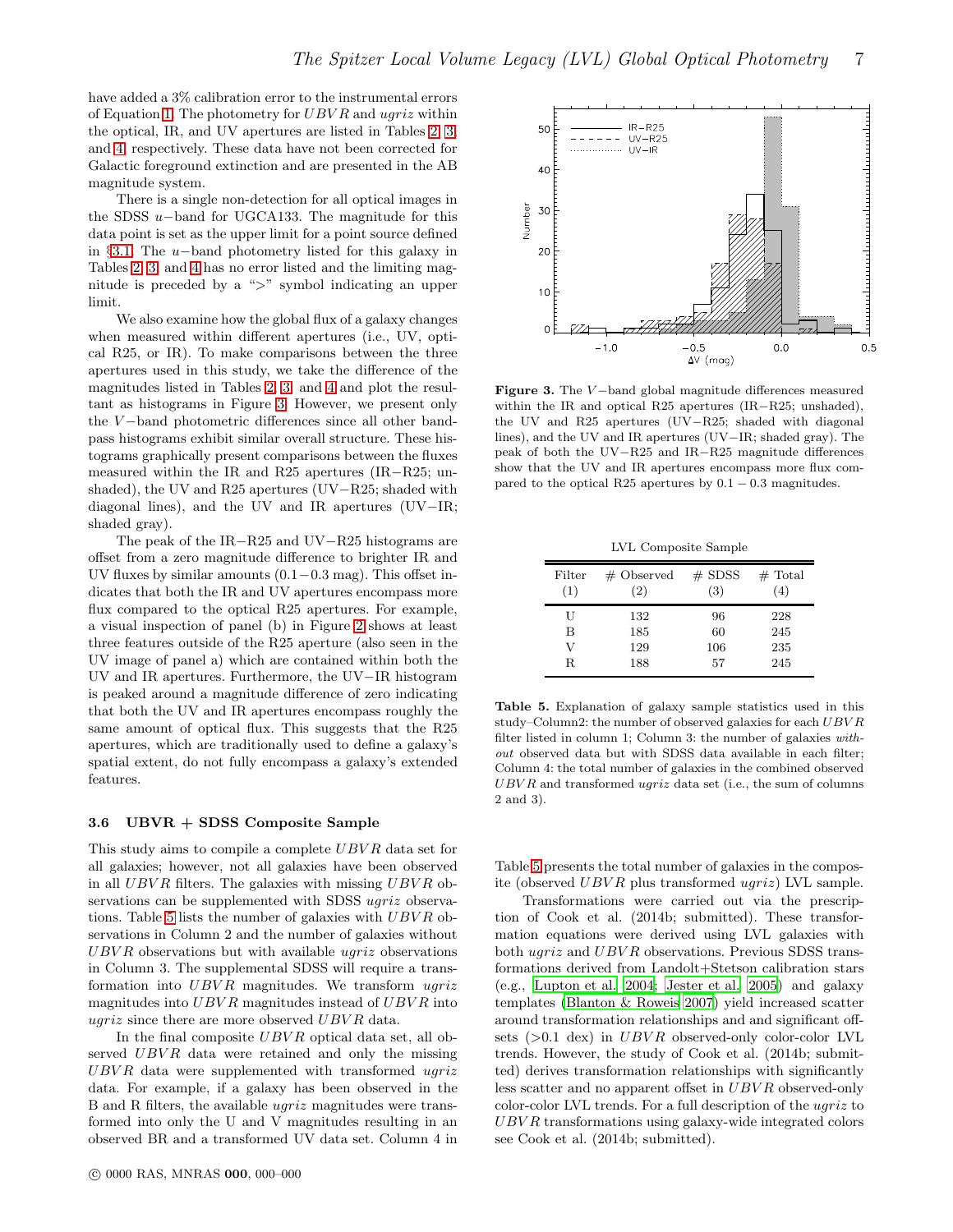have added a 3% calibration error to the instrumental errors of Equation 1. The photometry for $UBVR$ and $ugriz$ within the optical, IR, and UV apertures are listed in Tables 2, 3, and 4, respectively. These data have not been corrected for Galactic foreground extinction and are presented in the AB magnitude system.

There is a single non-detection for all optical images in the SDSS $u-$band for UGCA133. The magnitude for this data point is set as the upper limit for a point source defined in §3.1. The $u-$band photometry listed for this galaxy in Tables 2, 3, and 4 has no error listed and the limiting magnitude is preceded by a ">" symbol indicating an upper limit.

We also examine how the global flux of a galaxy changes when measured within different apertures (i.e., UV, optical R25, or IR). To make comparisons between the three apertures used in this study, we take the difference of the magnitudes listed in Tables 2, 3, and 4 and plot the resultant as histograms in Figure 3. However, we present only the $V-$band photometric differences since all other bandpass histograms exhibit similar overall structure. These histograms graphically present comparisons between the fluxes measured within the IR and R25 apertures (IR−R25; unshaded), the UV and R25 apertures (UV−R25; shaded with diagonal lines), and the UV and IR apertures (UV−IR; shaded gray).

The peak of the IR−R25 and UV−R25 histograms are offset from a zero magnitude difference to brighter IR and UV fluxes by similar amounts (0.1−0.3 mag). This offset indicates that both the IR and UV apertures encompass more flux compared to the optical R25 apertures. For example, a visual inspection of panel (b) in Figure 2 shows at least three features outside of the R25 aperture (also seen in the UV image of panel a) which are contained within both the UV and IR apertures. Furthermore, the UV−IR histogram is peaked around a magnitude difference of zero indicating that both the UV and IR apertures encompass roughly the same amount of optical flux. This suggests that the R25 apertures, which are traditionally used to define a galaxy's spatial extent, do not fully encompass a galaxy's extended features.

**Figure 3.** The $V-$band global magnitude differences measured within the IR and optical R25 apertures (IR−R25; unshaded), the UV and R25 apertures (UV−R25; shaded with diagonal lines), and the UV and IR apertures (UV−IR; shaded gray). The peak of both the UV−R25 and IR−R25 magnitude differences show that the UV and IR apertures encompass more flux compared to the optical R25 apertures by 0.1 − 0.3 magnitudes.

### 3.6 UBVR + SDSS Composite Sample

This study aims to compile a complete $UBVR$ data set for all galaxies; however, not all galaxies have been observed in all $UBVR$ filters. The galaxies with missing $UBVR$ observations can be supplemented with SDSS $ugriz$ observations. Table 5 lists the number of galaxies with $UBVR$ observations in Column 2 and the number of galaxies without $UBVR$ observations but with available $ugriz$ observations in Column 3. The supplemental SDSS will require a transformation into $UBVR$ magnitudes. We transform $ugriz$ magnitudes into $UBVR$ magnitudes instead of $UBVR$ into $ugriz$ since there are more observed $UBVR$ data.

In the final composite $UBVR$ optical data set, all observed $UBVR$ data were retained and only the missing $UBVR$ data were supplemented with transformed $ugriz$ data. For example, if a galaxy has been observed in the B and R filters, the available $ugriz$ magnitudes were transformed into only the U and V magnitudes resulting in an observed BR and a transformed UV data set. Column 4 in Table 5 presents the total number of galaxies in the composite (observed $UBVR$ plus transformed $ugriz$) LVL sample.

LVL Composite Sample

| Filter (1) | # Observed (2) | # SDSS (3) | # Total (4) |
|---|---|---|---|
| U | 132 | 96 | 228 |
| B | 185 | 60 | 245 |
| V | 129 | 106 | 235 |
| R | 188 | 57 | 245 |

**Table 5.** Explanation of galaxy sample statistics used in this study–Column2: the number of observed galaxies for each $UBVR$ filter listed in column 1; Column 3: the number of galaxies *without* observed data but with SDSS data available in each filter; Column 4: the total number of galaxies in the combined observed $UBVR$ and transformed $ugriz$ data set (i.e., the sum of columns 2 and 3).

Transformations were carried out via the prescription of Cook et al. (2014b; submitted). These transformation equations were derived using LVL galaxies with both $ugriz$ and $UBVR$ observations. Previous SDSS transformations derived from Landolt+Stetson calibration stars (e.g., Lupton et al. 2004; Jester et al. 2005) and galaxy templates (Blanton & Roweis 2007) yield increased scatter around transformation relationships and significant offsets (>0.1 dex) in $UBVR$ observed-only color-color LVL trends. However, the study of Cook et al. (2014b; submitted) derives transformation relationships with significantly less scatter and no apparent offset in $UBVR$ observed-only color-color LVL trends. For a full description of the $ugriz$ to $UBVR$ transformations using galaxy-wide integrated colors see Cook et al. (2014b; submitted).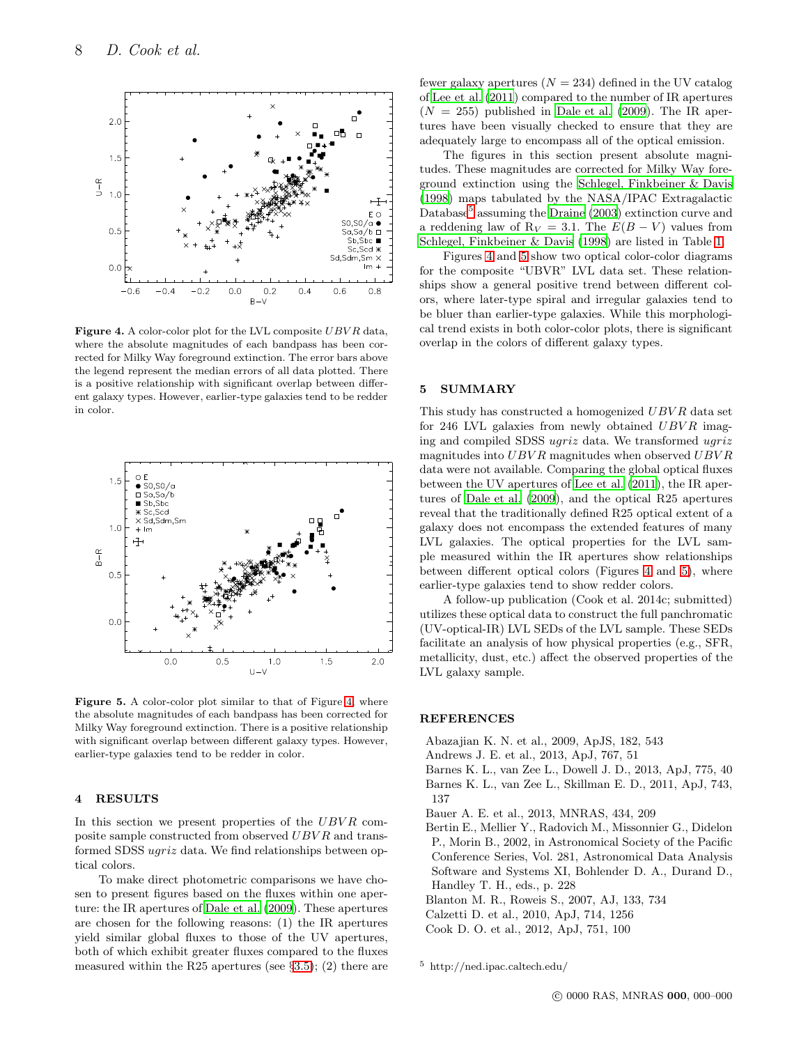**Figure 4.** A color-color plot for the LVL composite $UBVR$ data, where the absolute magnitudes of each bandpass has been corrected for Milky Way foreground extinction. The error bars above the legend represent the median errors of all data plotted. There is a positive relationship with significant overlap between different galaxy types. However, earlier-type galaxies tend to be redder in color.

**Figure 5.** A color-color plot similar to that of Figure 4, where the absolute magnitudes of each bandpass has been corrected for Milky Way foreground extinction. There is a positive relationship with significant overlap between different galaxy types. However, earlier-type galaxies tend to be redder in color.

## 4 RESULTS

In this section we present properties of the $UBVR$ composite sample constructed from observed $UBVR$ and transformed SDSS $ugriz$ data. We find relationships between optical colors.

To make direct photometric comparisons we have chosen to present figures based on the fluxes within one aperture: the IR apertures of Dale et al. (2009). These apertures are chosen for the following reasons: (1) the IR apertures yield similar global fluxes to those of the UV apertures, both of which exhibit greater fluxes compared to the fluxes measured within the R25 apertures (see §3.5); (2) there are fewer galaxy apertures ($N = 234$) defined in the UV catalog of Lee et al. (2011) compared to the number of IR apertures ($N = 255$) published in Dale et al. (2009). The IR apertures have been visually checked to ensure that they are adequately large to encompass all of the optical emission.

The figures in this section present absolute magnitudes. These magnitudes are corrected for Milky Way foreground extinction using the Schlegel, Finkbeiner & Davis (1998) maps tabulated by the NASA/IPAC Extragalactic Database[5] assuming the Draine (2003) extinction curve and a reddening law of $R_V = 3.1$. The $E(B-V)$ values from Schlegel, Finkbeiner & Davis (1998) are listed in Table 1.

Figures 4 and 5 show two optical color-color diagrams for the composite "UBVR" LVL data set. These relationships show a general positive trend between different colors, where later-type spiral and irregular galaxies tend to be bluer than earlier-type galaxies. While this morphological trend exists in both color-color plots, there is significant overlap in the colors of different galaxy types.

## 5 SUMMARY

This study has constructed a homogenized $UBVR$ data set for 246 LVL galaxies from newly obtained $UBVR$ imaging and compiled SDSS $ugriz$ data. We transformed $ugriz$ magnitudes into $UBVR$ magnitudes when observed $UBVR$ data were not available. Comparing the global optical fluxes between the UV apertures of Lee et al. (2011), the IR apertures of Dale et al. (2009), and the optical R25 apertures reveal that the traditionally defined R25 optical extent of a galaxy does not encompass the extended features of many LVL galaxies. The optical properties for the LVL sample measured within the IR apertures show relationships between different optical colors (Figures 4 and 5), where earlier-type galaxies tend to show redder colors.

A follow-up publication (Cook et al. 2014c; submitted) utilizes these optical data to construct the full panchromatic (UV-optical-IR) LVL SEDs of the LVL sample. These SEDs facilitate an analysis of how physical properties (e.g., SFR, metallicity, dust, etc.) affect the observed properties of the LVL galaxy sample.

## REFERENCES

Abazajian K. N. et al., 2009, ApJS, 182, 543
Andrews J. E. et al., 2013, ApJ, 767, 51
Barnes K. L., van Zee L., Dowell J. D., 2013, ApJ, 775, 40
Barnes K. L., van Zee L., Skillman E. D., 2011, ApJ, 743, 137
Bauer A. E. et al., 2013, MNRAS, 434, 209
Bertin E., Mellier Y., Radovich M., Missonnier G., Didelon P., Morin B., 2002, in Astronomical Society of the Pacific Conference Series, Vol. 281, Astronomical Data Analysis Software and Systems XI, Bohlender D. A., Durand D., Handley T. H., eds., p. 228
Blanton M. R., Roweis S., 2007, AJ, 133, 734
Calzetti D. et al., 2010, ApJ, 714, 1256
Cook D. O. et al., 2012, ApJ, 751, 100

[5] http://ned.ipac.caltech.edu/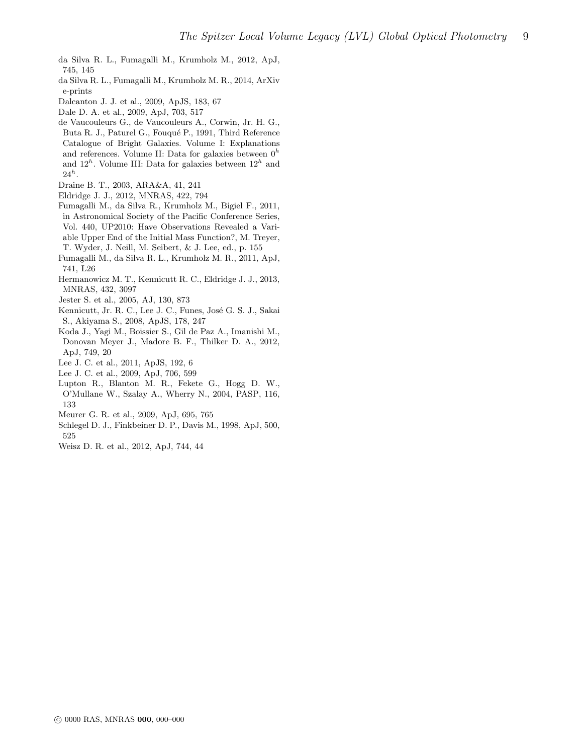da Silva R. L., Fumagalli M., Krumholz M., 2012, ApJ, 745, 145

da Silva R. L., Fumagalli M., Krumholz M. R., 2014, ArXiv e-prints

Dalcanton J. J. et al., 2009, ApJS, 183, 67

Dale D. A. et al., 2009, ApJ, 703, 517

de Vaucouleurs G., de Vaucouleurs A., Corwin, Jr. H. G., Buta R. J., Paturel G., Fouqué P., 1991, Third Reference Catalogue of Bright Galaxies. Volume I: Explanations and references. Volume II: Data for galaxies between $0^h$ and $12^h$. Volume III: Data for galaxies between $12^h$ and $24^h$.

Draine B. T., 2003, ARA&A, 41, 241

Eldridge J. J., 2012, MNRAS, 422, 794

Fumagalli M., da Silva R., Krumholz M., Bigiel F., 2011, in Astronomical Society of the Pacific Conference Series, Vol. 440, UP2010: Have Observations Revealed a Variable Upper End of the Initial Mass Function?, M. Treyer, T. Wyder, J. Neill, M. Seibert, & J. Lee, ed., p. 155

Fumagalli M., da Silva R. L., Krumholz M. R., 2011, ApJ, 741, L26

Hermanowicz M. T., Kennicutt R. C., Eldridge J. J., 2013, MNRAS, 432, 3097

Jester S. et al., 2005, AJ, 130, 873

Kennicutt, Jr. R. C., Lee J. C., Funes, José G. S. J., Sakai S., Akiyama S., 2008, ApJS, 178, 247

Koda J., Yagi M., Boissier S., Gil de Paz A., Imanishi M., Donovan Meyer J., Madore B. F., Thilker D. A., 2012, ApJ, 749, 20

Lee J. C. et al., 2011, ApJS, 192, 6

Lee J. C. et al., 2009, ApJ, 706, 599

Lupton R., Blanton M. R., Fekete G., Hogg D. W., O'Mullane W., Szalay A., Wherry N., 2004, PASP, 116, 133

Meurer G. R. et al., 2009, ApJ, 695, 765

Schlegel D. J., Finkbeiner D. P., Davis M., 1998, ApJ, 500, 525

Weisz D. R. et al., 2012, ApJ, 744, 44